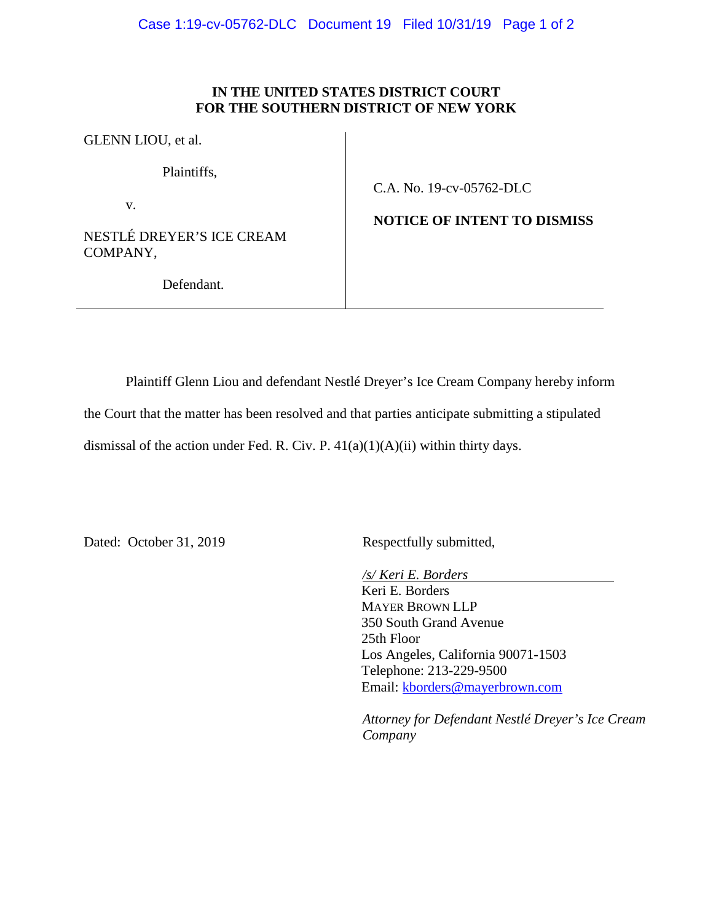# IN THE UNITED STATES DISTRICT COURT
# FOR THE SOUTHERN DISTRICT OF NEW YORK

GLENN LIOU, et al.

Plaintiffs,

v.

NESTLÉ DREYER'S ICE CREAM COMPANY,

Defendant.

C.A. No. 19-cv-05762-DLC

**NOTICE OF INTENT TO DISMISS**

Plaintiff Glenn Liou and defendant Nestlé Dreyer's Ice Cream Company hereby inform the Court that the matter has been resolved and that parties anticipate submitting a stipulated dismissal of the action under Fed. R. Civ. P. 41(a)(1)(A)(ii) within thirty days.

Dated: October 31, 2019

Respectfully submitted,

*/s/ Keri E. Borders*
Keri E. Borders
MAYER BROWN LLP
350 South Grand Avenue
25th Floor
Los Angeles, California 90071-1503
Telephone: 213-229-9500
Email: kborders@mayerbrown.com

*Attorney for Defendant Nestlé Dreyer's Ice Cream Company*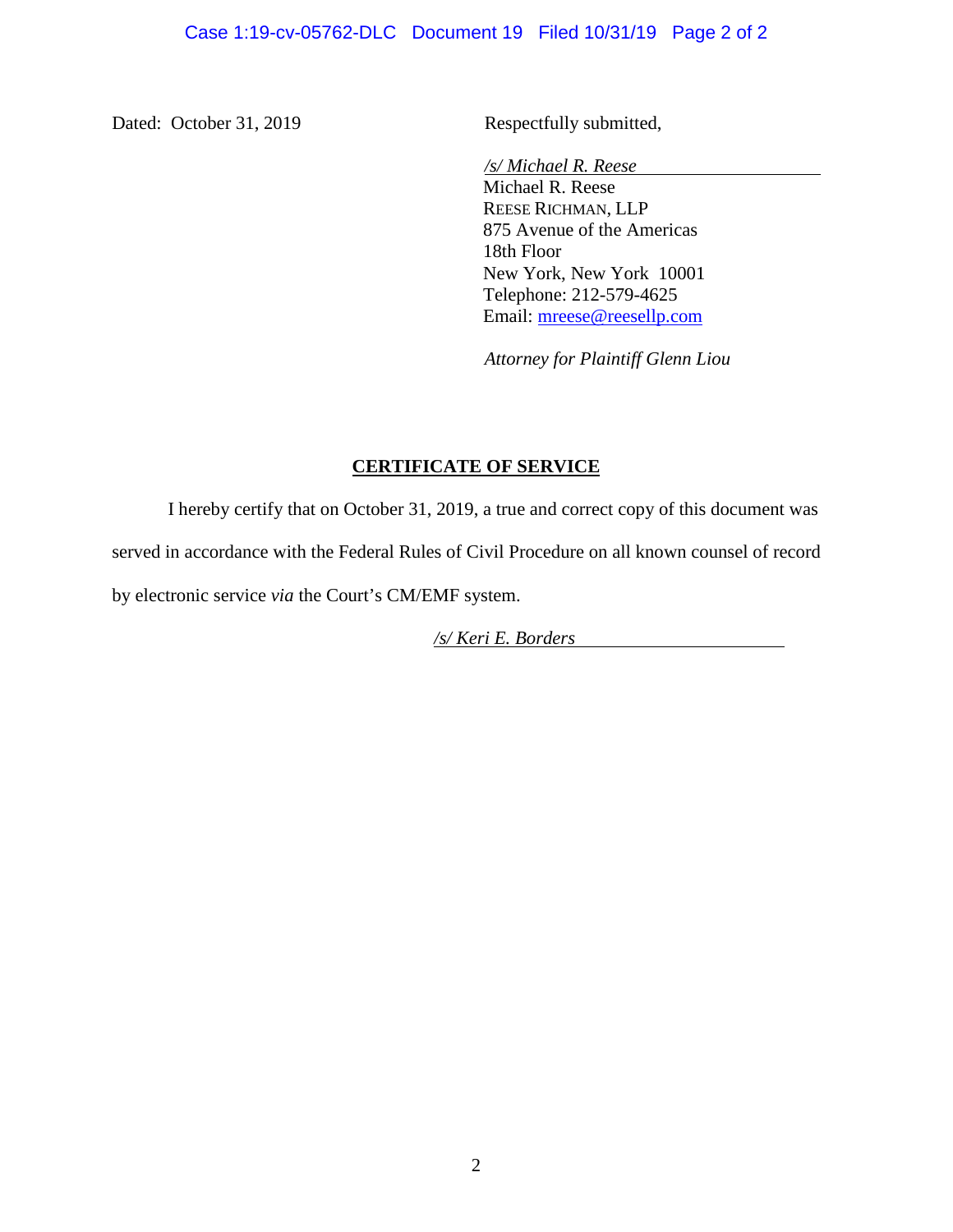Dated: October 31, 2019

Respectfully submitted,

*/s/ Michael R. Reese*
Michael R. Reese
REESE RICHMAN, LLP
875 Avenue of the Americas
18th Floor
New York, New York 10001
Telephone: 212-579-4625
Email: mreese@reesellp.com

*Attorney for Plaintiff Glenn Liou*

**CERTIFICATE OF SERVICE**

I hereby certify that on October 31, 2019, a true and correct copy of this document was served in accordance with the Federal Rules of Civil Procedure on all known counsel of record by electronic service *via* the Court's CM/EMF system.

*/s/ Keri E. Borders*